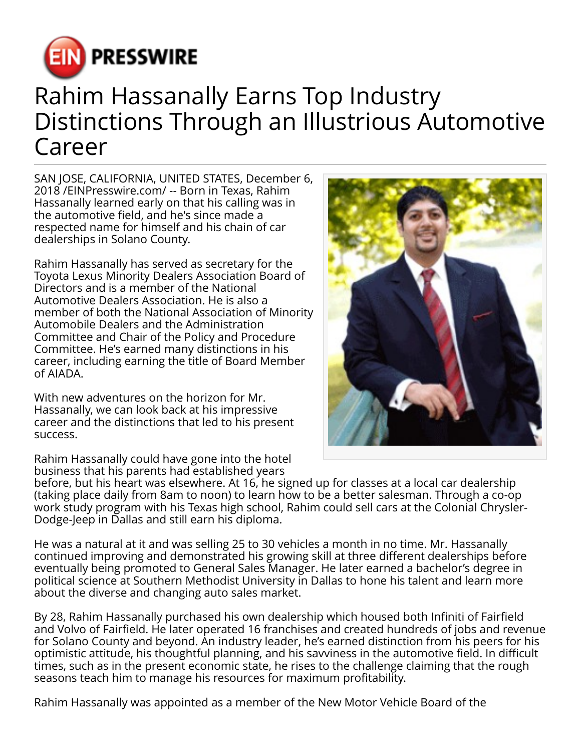# Rahim Hassanally Earns Top Industry Distinctions Through an Illustrious Automotive Career

SAN JOSE, CALIFORNIA, UNITED STATES, December 6, 2018 /EINPresswire.com/ -- Born in Texas, Rahim Hassanally learned early on that his calling was in the automotive field, and he's since made a respected name for himself and his chain of car dealerships in Solano County.

Rahim Hassanally has served as secretary for the Toyota Lexus Minority Dealers Association Board of Directors and is a member of the National Automotive Dealers Association. He is also a member of both the National Association of Minority Automobile Dealers and the Administration Committee and Chair of the Policy and Procedure Committee. He's earned many distinctions in his career, including earning the title of Board Member of AIADA.

With new adventures on the horizon for Mr. Hassanally, we can look back at his impressive career and the distinctions that led to his present success.

Rahim Hassanally could have gone into the hotel business that his parents had established years before, but his heart was elsewhere. At 16, he signed up for classes at a local car dealership (taking place daily from 8am to noon) to learn how to be a better salesman. Through a co-op work study program with his Texas high school, Rahim could sell cars at the Colonial Chrysler-Dodge-Jeep in Dallas and still earn his diploma.

He was a natural at it and was selling 25 to 30 vehicles a month in no time. Mr. Hassanally continued improving and demonstrated his growing skill at three different dealerships before eventually being promoted to General Sales Manager. He later earned a bachelor's degree in political science at Southern Methodist University in Dallas to hone his talent and learn more about the diverse and changing auto sales market.

By 28, Rahim Hassanally purchased his own dealership which housed both Infiniti of Fairfield and Volvo of Fairfield. He later operated 16 franchises and created hundreds of jobs and revenue for Solano County and beyond. An industry leader, he's earned distinction from his peers for his optimistic attitude, his thoughtful planning, and his savviness in the automotive field. In difficult times, such as in the present economic state, he rises to the challenge claiming that the rough seasons teach him to manage his resources for maximum profitability.

Rahim Hassanally was appointed as a member of the New Motor Vehicle Board of the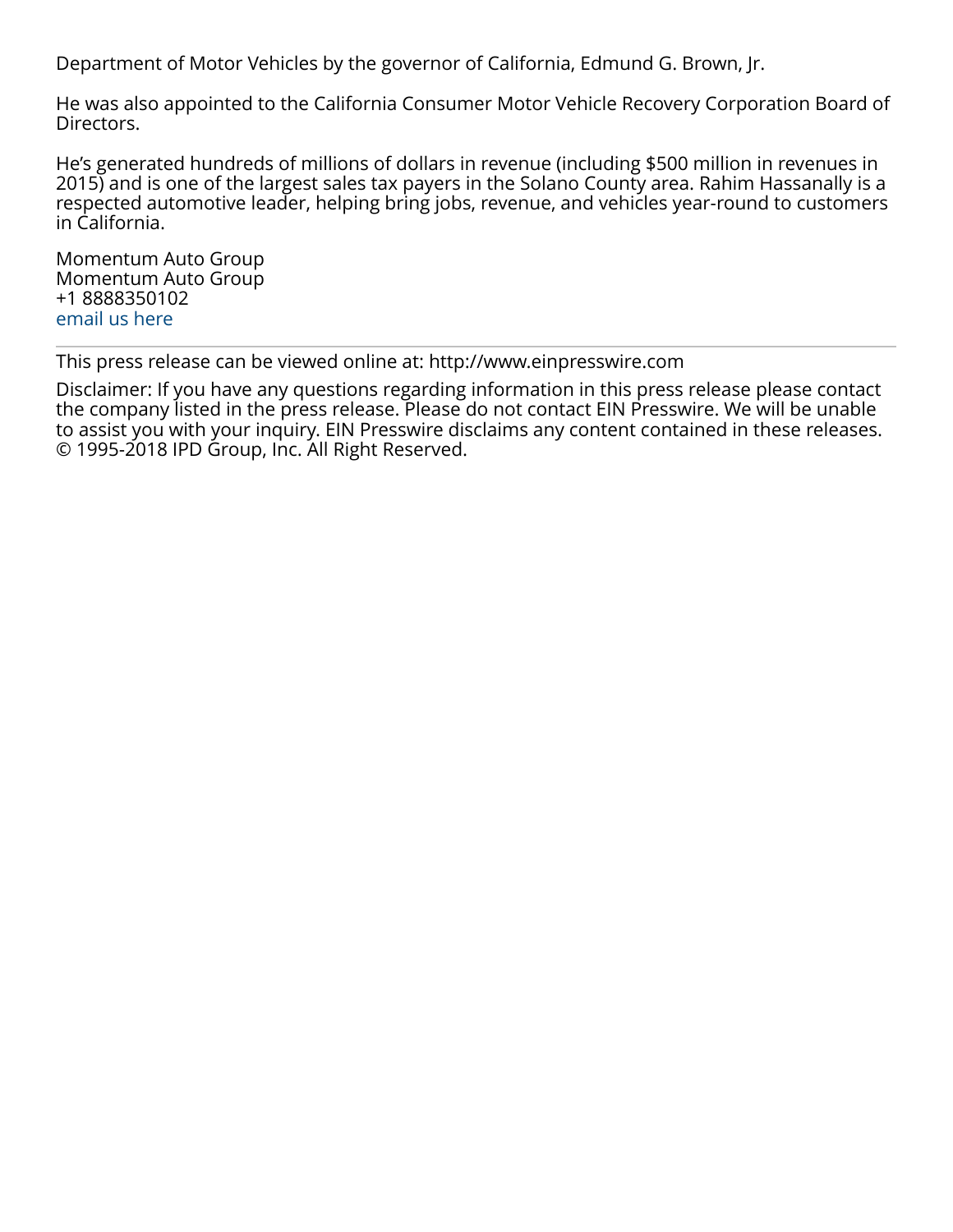Department of Motor Vehicles by the governor of California, Edmund G. Brown, Jr.

He was also appointed to the California Consumer Motor Vehicle Recovery Corporation Board of Directors.

He's generated hundreds of millions of dollars in revenue (including $500 million in revenues in 2015) and is one of the largest sales tax payers in the Solano County area. Rahim Hassanally is a respected automotive leader, helping bring jobs, revenue, and vehicles year-round to customers in California.

Momentum Auto Group
Momentum Auto Group
+1 8888350102
email us here

---

This press release can be viewed online at: http://www.einpresswire.com

Disclaimer: If you have any questions regarding information in this press release please contact the company listed in the press release. Please do not contact EIN Presswire. We will be unable to assist you with your inquiry. EIN Presswire disclaims any content contained in these releases. © 1995-2018 IPD Group, Inc. All Right Reserved.